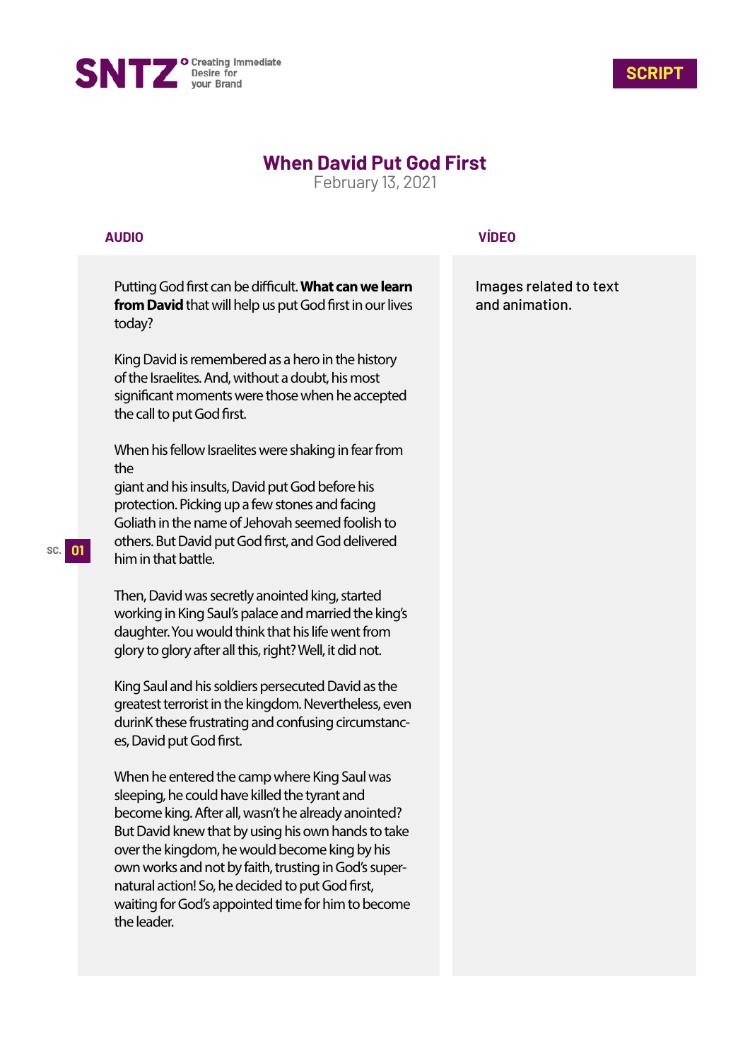SNTZ — Creating Immediate Desire for your Brand

**SCRIPT**

# When David Put God First

February 13, 2021

| AUDIO | VÍDEO |
|---|---|
| Putting God first can be difficult. **What can we learn from David** that will help us put God first in our lives today? | Images related to text and animation. |

SC. 01

Putting God first can be difficult. **What can we learn from David** that will help us put God first in our lives today?

King David is remembered as a hero in the history of the Israelites. And, without a doubt, his most significant moments were those when he accepted the call to put God first.

When his fellow Israelites were shaking in fear from the
giant and his insults, David put God before his protection. Picking up a few stones and facing Goliath in the name of Jehovah seemed foolish to others. But David put God first, and God delivered him in that battle.

Then, David was secretly anointed king, started working in King Saul's palace and married the king's daughter. You would think that his life went from glory to glory after all this, right? Well, it did not.

King Saul and his soldiers persecuted David as the greatest terrorist in the kingdom. Nevertheless, even durinK these frustrating and confusing circumstances, David put God first.

When he entered the camp where King Saul was sleeping, he could have killed the tyrant and become king. After all, wasn't he already anointed? But David knew that by using his own hands to take over the kingdom, he would become king by his own works and not by faith, trusting in God's supernatural action! So, he decided to put God first, waiting for God's appointed time for him to become the leader.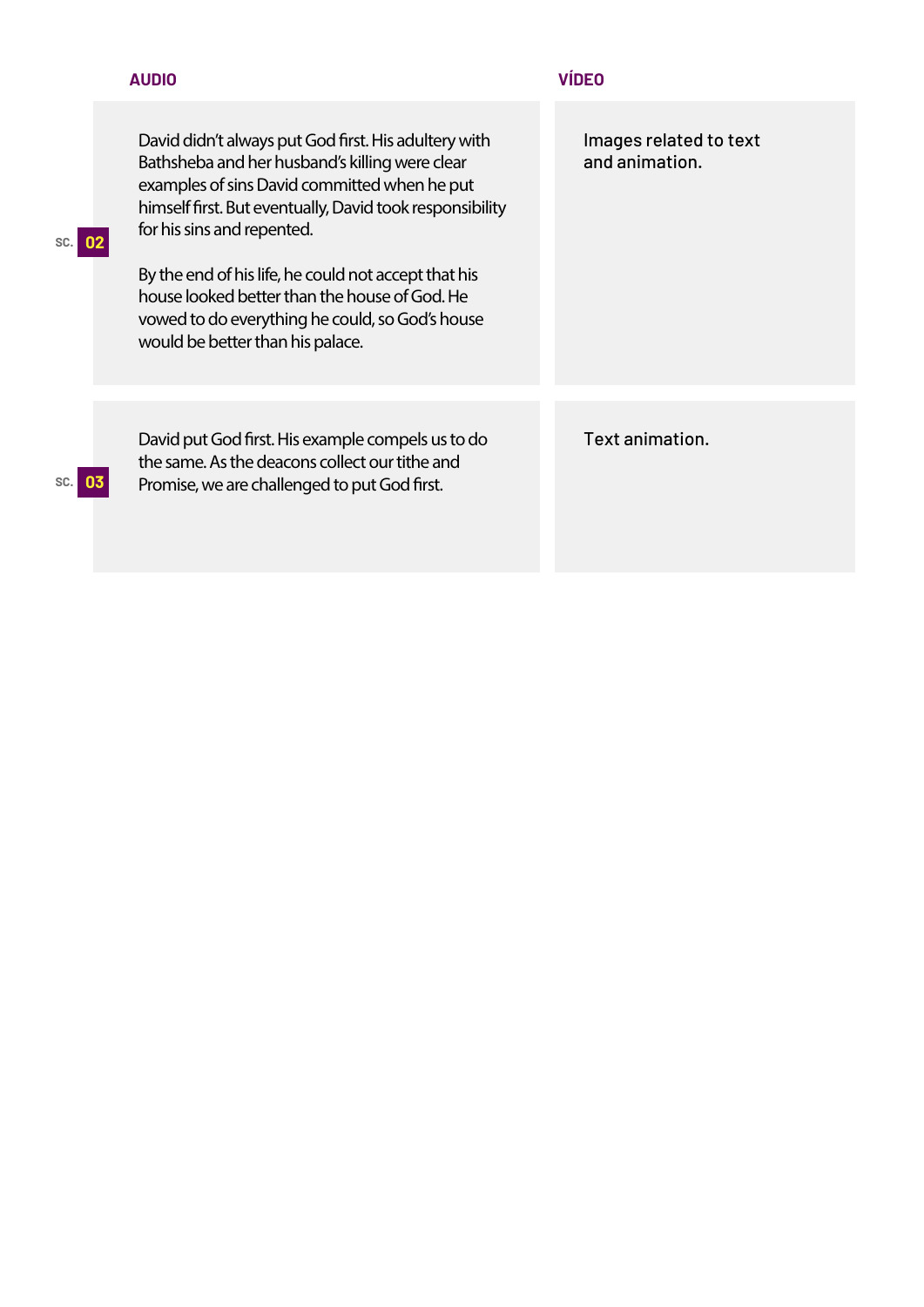| | AUDIO | VÍDEO |
|---|---|---|
| SC. 02 | David didn't always put God first. His adultery with Bathsheba and her husband's killing were clear examples of sins David committed when he put himself first. But eventually, David took responsibility for his sins and repented.<br><br>By the end of his life, he could not accept that his house looked better than the house of God. He vowed to do everything he could, so God's house would be better than his palace. | Images related to text and animation. |
| SC. 03 | David put God first. His example compels us to do the same. As the deacons collect our tithe and Promise, we are challenged to put God first. | Text animation. |